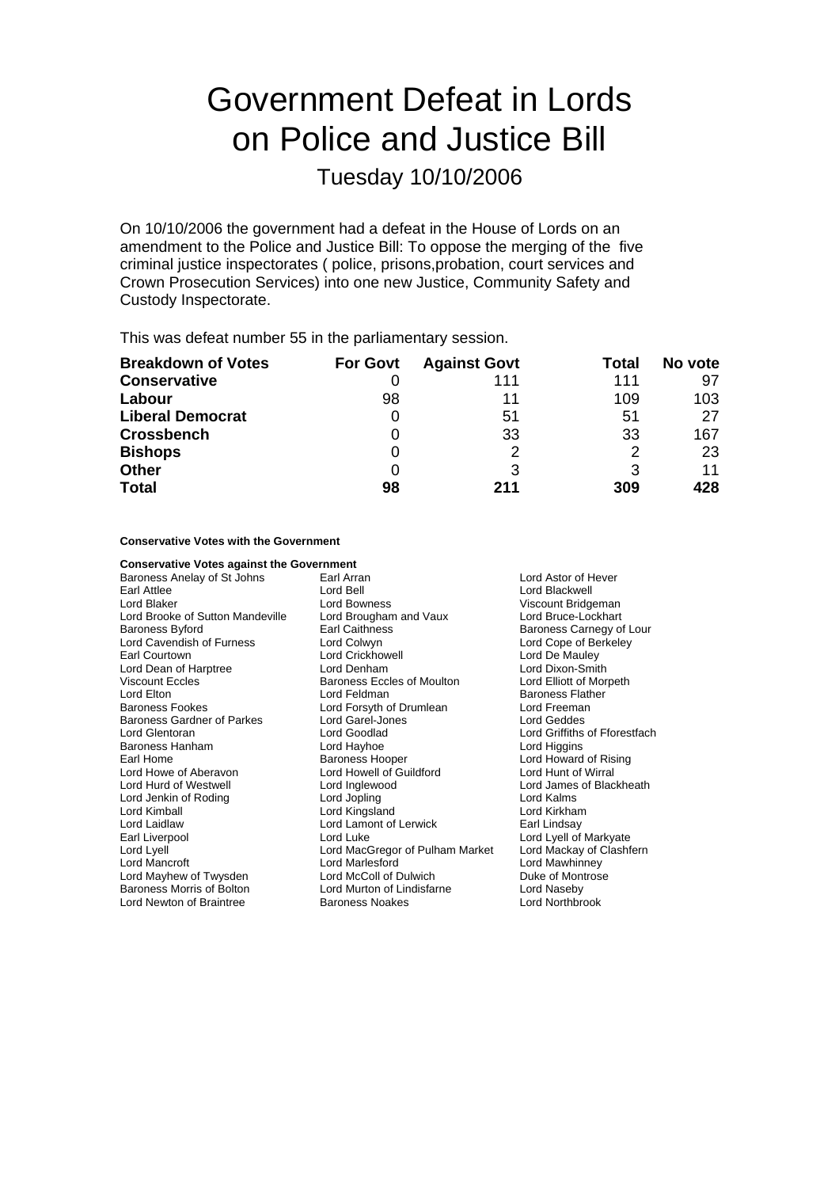# Government Defeat in Lords on Police and Justice Bill

## Tuesday 10/10/2006

On 10/10/2006 the government had a defeat in the House of Lords on an amendment to the Police and Justice Bill: To oppose the merging of the five criminal justice inspectorates ( police, prisons,probation, court services and Crown Prosecution Services) into one new Justice, Community Safety and Custody Inspectorate.

This was defeat number 55 in the parliamentary session.

| Breakdown of Votes | For Govt | Against Govt | Total | No vote |
|---|---|---|---|---|
| **Conservative** | 0 | 111 | 111 | 97 |
| **Labour** | 98 | 11 | 109 | 103 |
| **Liberal Democrat** | 0 | 51 | 51 | 27 |
| **Crossbench** | 0 | 33 | 33 | 167 |
| **Bishops** | 0 | 2 | 2 | 23 |
| **Other** | 0 | 3 | 3 | 11 |
| **Total** | **98** | **211** | **309** | **428** |

**Conservative Votes with the Government**

**Conservative Votes against the Government**

Baroness Anelay of St Johns
Earl Arran
Lord Astor of Hever
Earl Attlee
Lord Bell
Lord Blackwell
Lord Blaker
Lord Bowness
Viscount Bridgeman
Lord Brooke of Sutton Mandeville
Lord Brougham and Vaux
Lord Bruce-Lockhart
Baroness Byford
Earl Caithness
Baroness Carnegy of Lour
Lord Cavendish of Furness
Lord Colwyn
Lord Cope of Berkeley
Earl Courtown
Lord Crickhowell
Lord De Mauley
Lord Dean of Harptree
Lord Denham
Lord Dixon-Smith
Viscount Eccles
Baroness Eccles of Moulton
Lord Elliott of Morpeth
Lord Elton
Lord Feldman
Baroness Flather
Baroness Fookes
Lord Forsyth of Drumlean
Lord Freeman
Baroness Gardner of Parkes
Lord Garel-Jones
Lord Geddes
Lord Glentoran
Lord Goodlad
Lord Griffiths of Fforestfach
Baroness Hanham
Lord Hayhoe
Lord Higgins
Earl Home
Baroness Hooper
Lord Howard of Rising
Lord Howe of Aberavon
Lord Howell of Guildford
Lord Hunt of Wirral
Lord Hurd of Westwell
Lord Inglewood
Lord James of Blackheath
Lord Jenkin of Roding
Lord Jopling
Lord Kalms
Lord Kimball
Lord Kingsland
Lord Kirkham
Lord Laidlaw
Lord Lamont of Lerwick
Earl Lindsay
Earl Liverpool
Lord Luke
Lord Lyell of Markyate
Lord Lyell
Lord MacGregor of Pulham Market
Lord Mackay of Clashfern
Lord Mancroft
Lord Marlesford
Lord Mawhinney
Lord Mayhew of Twysden
Lord McColl of Dulwich
Duke of Montrose
Baroness Morris of Bolton
Lord Murton of Lindisfarne
Lord Naseby
Lord Newton of Braintree
Baroness Noakes
Lord Northbrook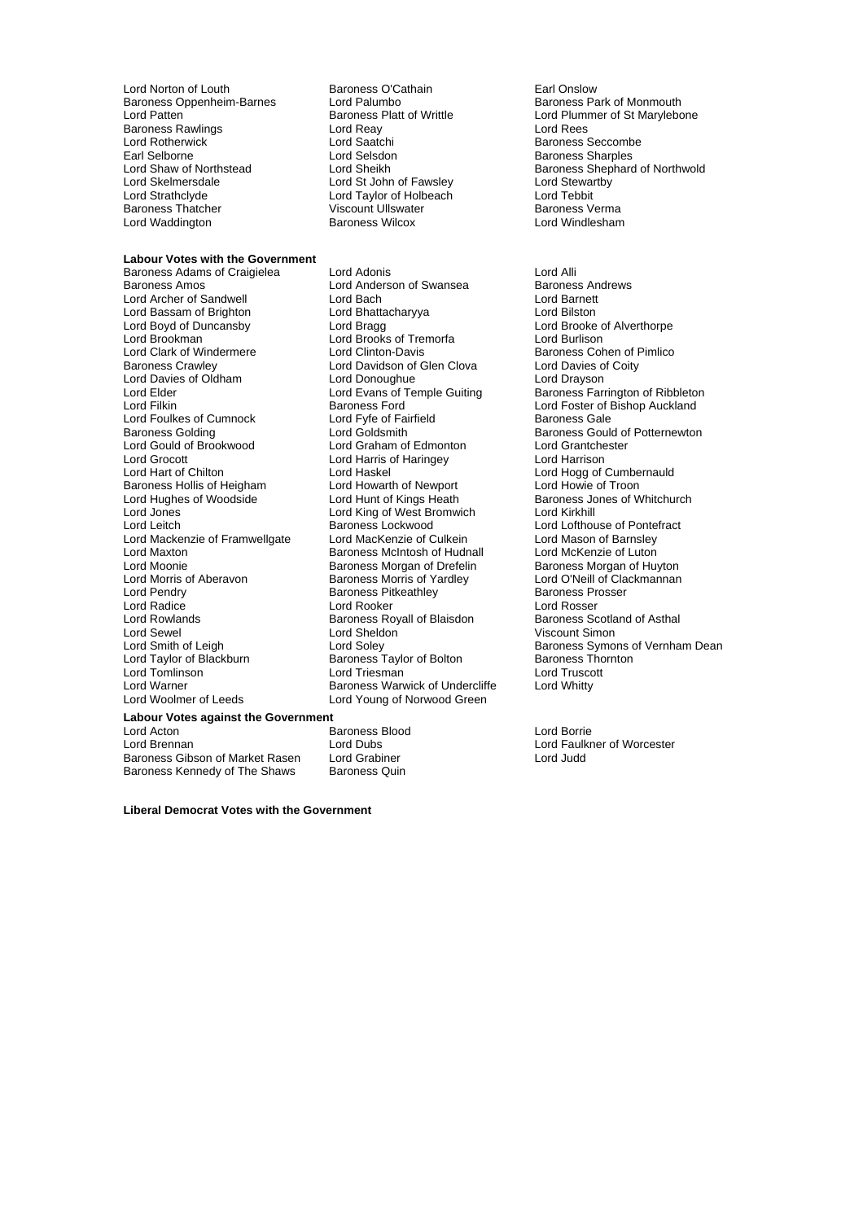Lord Norton of Louth
Baroness O'Cathain
Earl Onslow
Baroness Oppenheim-Barnes
Lord Palumbo
Baroness Park of Monmouth
Lord Patten
Baroness Platt of Writtle
Lord Plummer of St Marylebone
Baroness Rawlings
Lord Reay
Lord Rees
Lord Rotherwick
Lord Saatchi
Baroness Seccombe
Earl Selborne
Lord Selsdon
Baroness Sharples
Lord Shaw of Northstead
Lord Sheikh
Baroness Shephard of Northwold
Lord Skelmersdale
Lord St John of Fawsley
Lord Stewartby
Lord Strathclyde
Lord Taylor of Holbeach
Lord Tebbit
Baroness Thatcher
Viscount Ullswater
Baroness Verma
Lord Waddington
Baroness Wilcox
Lord Windlesham

**Labour Votes with the Government**

Baroness Adams of Craigielea
Lord Adonis
Lord Alli
Baroness Amos
Lord Anderson of Swansea
Baroness Andrews
Lord Archer of Sandwell
Lord Bach
Lord Barnett
Lord Bassam of Brighton
Lord Bhattacharyya
Lord Bilston
Lord Boyd of Duncansby
Lord Bragg
Lord Brooke of Alverthorpe
Lord Brookman
Lord Brooks of Tremorfa
Lord Burlison
Lord Clark of Windermere
Lord Clinton-Davis
Baroness Cohen of Pimlico
Baroness Crawley
Lord Davidson of Glen Clova
Lord Davies of Coity
Lord Davies of Oldham
Lord Donoughue
Lord Drayson
Lord Elder
Lord Evans of Temple Guiting
Baroness Farrington of Ribbleton
Lord Filkin
Baroness Ford
Lord Foster of Bishop Auckland
Lord Foulkes of Cumnock
Lord Fyfe of Fairfield
Baroness Gale
Baroness Golding
Lord Goldsmith
Baroness Gould of Potternewton
Lord Gould of Brookwood
Lord Graham of Edmonton
Lord Grantchester
Lord Grocott
Lord Harris of Haringey
Lord Harrison
Lord Hart of Chilton
Lord Haskel
Lord Hogg of Cumbernauld
Baroness Hollis of Heigham
Lord Howarth of Newport
Lord Howie of Troon
Lord Hughes of Woodside
Lord Hunt of Kings Heath
Baroness Jones of Whitchurch
Lord Jones
Lord King of West Bromwich
Lord Kirkhill
Lord Leitch
Baroness Lockwood
Lord Lofthouse of Pontefract
Lord Mackenzie of Framwellgate
Lord MacKenzie of Culkein
Lord Mason of Barnsley
Lord Maxton
Baroness McIntosh of Hudnall
Lord McKenzie of Luton
Lord Moonie
Baroness Morgan of Drefelin
Baroness Morgan of Huyton
Lord Morris of Aberavon
Baroness Morris of Yardley
Lord O'Neill of Clackmannan
Lord Pendry
Baroness Pitkeathley
Baroness Prosser
Lord Radice
Lord Rooker
Lord Rosser
Lord Rowlands
Baroness Royall of Blaisdon
Baroness Scotland of Asthal
Lord Sewel
Lord Sheldon
Viscount Simon
Lord Smith of Leigh
Lord Soley
Baroness Symons of Vernham Dean
Lord Taylor of Blackburn
Baroness Taylor of Bolton
Baroness Thornton
Lord Tomlinson
Lord Triesman
Lord Truscott
Lord Warner
Baroness Warwick of Undercliffe
Lord Whitty
Lord Woolmer of Leeds
Lord Young of Norwood Green

**Labour Votes against the Government**

Lord Acton
Baroness Blood
Lord Borrie
Lord Brennan
Lord Dubs
Lord Faulkner of Worcester
Baroness Gibson of Market Rasen
Lord Grabiner
Lord Judd
Baroness Kennedy of The Shaws
Baroness Quin

**Liberal Democrat Votes with the Government**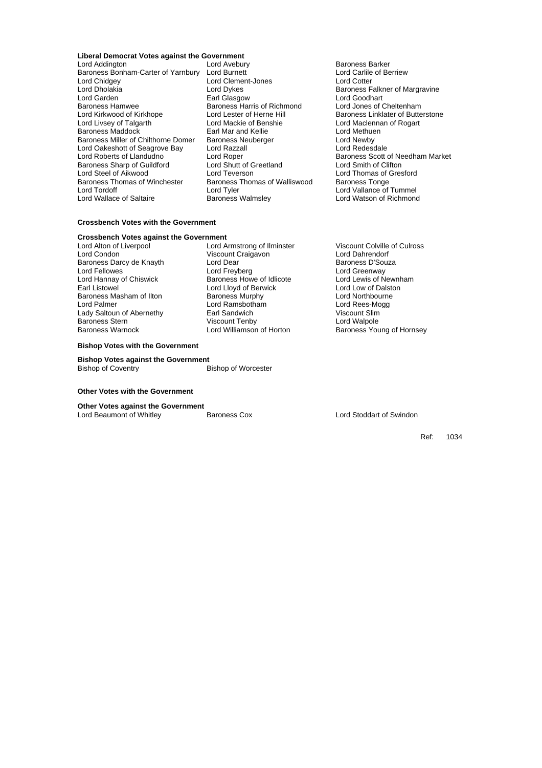**Liberal Democrat Votes against the Government**

| | | |
|---|---|---|
| Lord Addington | Lord Avebury | Baroness Barker |
| Baroness Bonham-Carter of Yarnbury | Lord Burnett | Lord Carlile of Berriew |
| Lord Chidgey | Lord Clement-Jones | Lord Cotter |
| Lord Dholakia | Lord Dykes | Baroness Falkner of Margravine |
| Lord Garden | Earl Glasgow | Lord Goodhart |
| Baroness Hamwee | Baroness Harris of Richmond | Lord Jones of Cheltenham |
| Lord Kirkwood of Kirkhope | Lord Lester of Herne Hill | Baroness Linklater of Butterstone |
| Lord Livsey of Talgarth | Lord Mackie of Benshie | Lord Maclennan of Rogart |
| Baroness Maddock | Earl Mar and Kellie | Lord Methuen |
| Baroness Miller of Chilthorne Domer | Baroness Neuberger | Lord Newby |
| Lord Oakeshott of Seagrove Bay | Lord Razzall | Lord Redesdale |
| Lord Roberts of Llandudno | Lord Roper | Baroness Scott of Needham Market |
| Baroness Sharp of Guildford | Lord Shutt of Greetland | Lord Smith of Clifton |
| Lord Steel of Aikwood | Lord Teverson | Lord Thomas of Gresford |
| Baroness Thomas of Winchester | Baroness Thomas of Walliswood | Baroness Tonge |
| Lord Tordoff | Lord Tyler | Lord Vallance of Tummel |
| Lord Wallace of Saltaire | Baroness Walmsley | Lord Watson of Richmond |

**Crossbench Votes with the Government**

**Crossbench Votes against the Government**

| | | |
|---|---|---|
| Lord Alton of Liverpool | Lord Armstrong of Ilminster | Viscount Colville of Culross |
| Lord Condon | Viscount Craigavon | Lord Dahrendorf |
| Baroness Darcy de Knayth | Lord Dear | Baroness D'Souza |
| Lord Fellowes | Lord Freyberg | Lord Greenway |
| Lord Hannay of Chiswick | Baroness Howe of Idlicote | Lord Lewis of Newnham |
| Earl Listowel | Lord Lloyd of Berwick | Lord Low of Dalston |
| Baroness Masham of Ilton | Baroness Murphy | Lord Northbourne |
| Lord Palmer | Lord Ramsbotham | Lord Rees-Mogg |
| Lady Saltoun of Abernethy | Earl Sandwich | Viscount Slim |
| Baroness Stern | Viscount Tenby | Lord Walpole |
| Baroness Warnock | Lord Williamson of Horton | Baroness Young of Hornsey |

**Bishop Votes with the Government**

**Bishop Votes against the Government**

| | |
|---|---|
| Bishop of Coventry | Bishop of Worcester |

**Other Votes with the Government**

**Other Votes against the Government**

| | | |
|---|---|---|
| Lord Beaumont of Whitley | Baroness Cox | Lord Stoddart of Swindon |

Ref: 1034